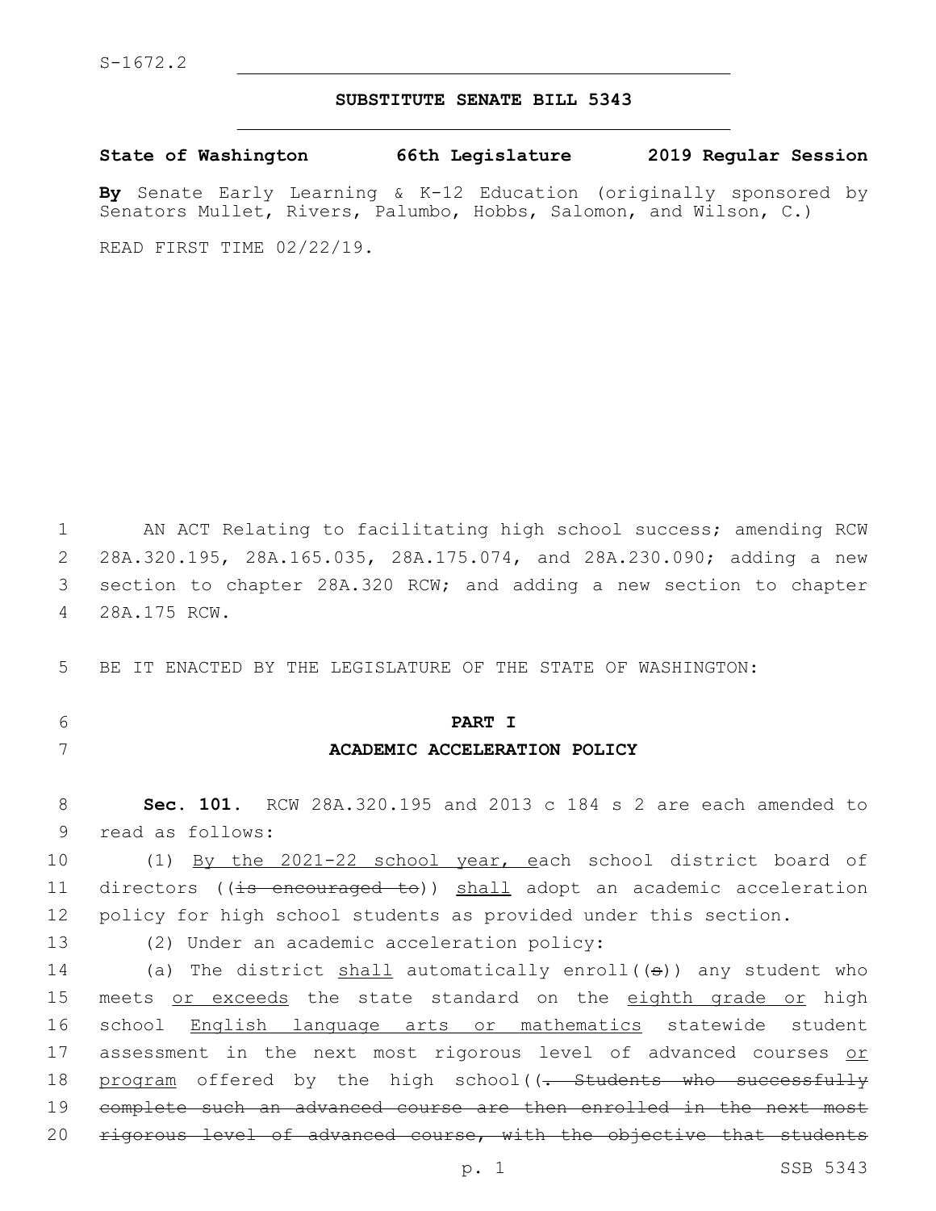S-1672.2

# SUBSTITUTE SENATE BILL 5343

**State of Washington 66th Legislature 2019 Regular Session**

**By** Senate Early Learning & K-12 Education (originally sponsored by Senators Mullet, Rivers, Palumbo, Hobbs, Salomon, and Wilson, C.)

READ FIRST TIME 02/22/19.

AN ACT Relating to facilitating high school success; amending RCW 28A.320.195, 28A.165.035, 28A.175.074, and 28A.230.090; adding a new section to chapter 28A.320 RCW; and adding a new section to chapter 28A.175 RCW.

BE IT ENACTED BY THE LEGISLATURE OF THE STATE OF WASHINGTON:

## PART I

## ACADEMIC ACCELERATION POLICY

**Sec. 101.** RCW 28A.320.195 and 2013 c 184 s 2 are each amended to read as follows:

(1) By the 2021-22 school year, each school district board of directors ((~~is encouraged to~~)) shall adopt an academic acceleration policy for high school students as provided under this section.

(2) Under an academic acceleration policy:

(a) The district shall automatically enroll((~~s~~)) any student who meets or exceeds the state standard on the eighth grade or high school English language arts or mathematics statewide student assessment in the next most rigorous level of advanced courses or program offered by the high school((~~. Students who successfully complete such an advanced course are then enrolled in the next most rigorous level of advanced course, with the objective that students~~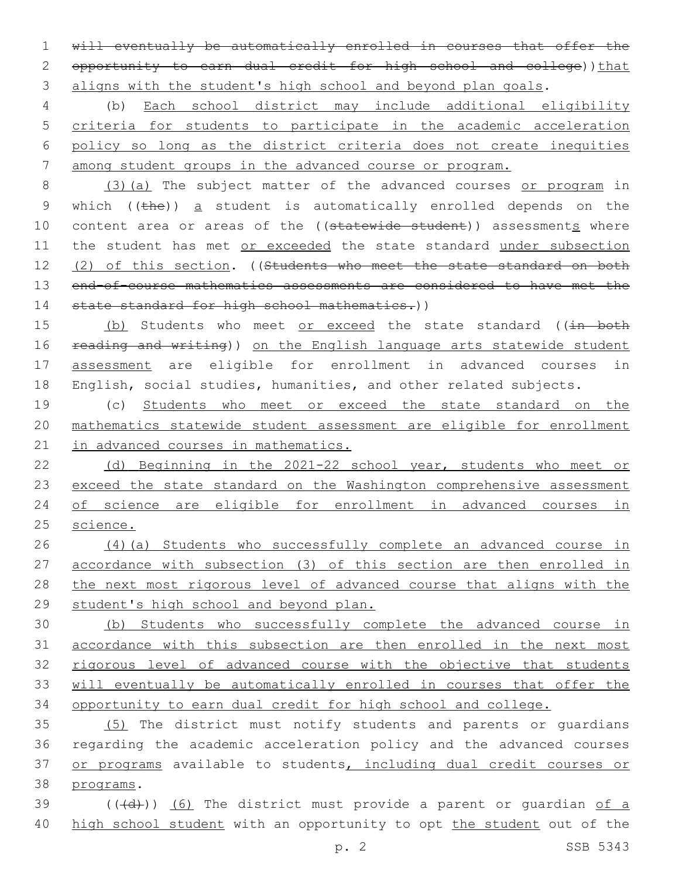will eventually be automatically enrolled in courses that offer the opportunity to earn dual credit for high school and college))that aligns with the student's high school and beyond plan goals.

(b) Each school district may include additional eligibility criteria for students to participate in the academic acceleration policy so long as the district criteria does not create inequities among student groups in the advanced course or program.

(3)(a) The subject matter of the advanced courses or program in which ((the)) a student is automatically enrolled depends on the content area or areas of the ((statewide student)) assessments where the student has met or exceeded the state standard under subsection (2) of this section. ((Students who meet the state standard on both end-of-course mathematics assessments are considered to have met the state standard for high school mathematics.))

(b) Students who meet or exceed the state standard ((in both reading and writing)) on the English language arts statewide student assessment are eligible for enrollment in advanced courses in English, social studies, humanities, and other related subjects.

(c) Students who meet or exceed the state standard on the mathematics statewide student assessment are eligible for enrollment in advanced courses in mathematics.

(d) Beginning in the 2021-22 school year, students who meet or exceed the state standard on the Washington comprehensive assessment of science are eligible for enrollment in advanced courses in science.

(4)(a) Students who successfully complete an advanced course in accordance with subsection (3) of this section are then enrolled in the next most rigorous level of advanced course that aligns with the student's high school and beyond plan.

(b) Students who successfully complete the advanced course in accordance with this subsection are then enrolled in the next most rigorous level of advanced course with the objective that students will eventually be automatically enrolled in courses that offer the opportunity to earn dual credit for high school and college.

(5) The district must notify students and parents or guardians regarding the academic acceleration policy and the advanced courses or programs available to students, including dual credit courses or programs.

(((d))) (6) The district must provide a parent or guardian of a high school student with an opportunity to opt the student out of the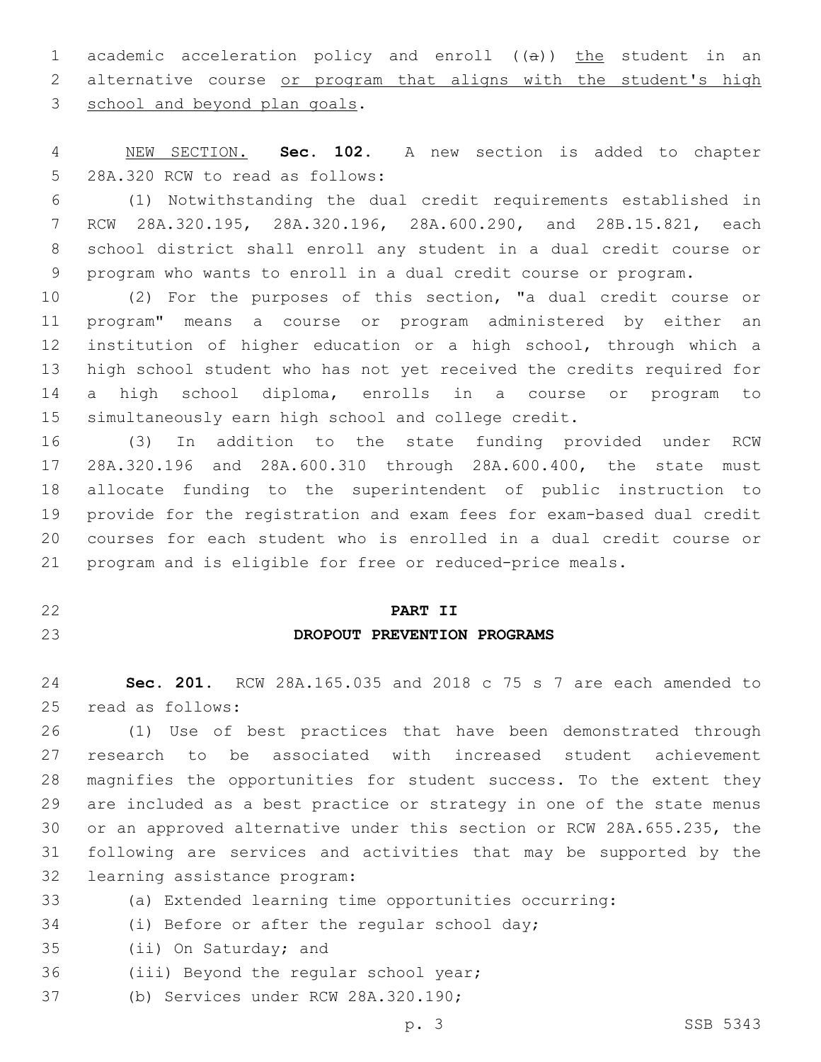academic acceleration policy and enroll ((a)) the student in an alternative course or program that aligns with the student's high school and beyond plan goals.

NEW SECTION. **Sec. 102.** A new section is added to chapter 28A.320 RCW to read as follows:

(1) Notwithstanding the dual credit requirements established in RCW 28A.320.195, 28A.320.196, 28A.600.290, and 28B.15.821, each school district shall enroll any student in a dual credit course or program who wants to enroll in a dual credit course or program.

(2) For the purposes of this section, "a dual credit course or program" means a course or program administered by either an institution of higher education or a high school, through which a high school student who has not yet received the credits required for a high school diploma, enrolls in a course or program to simultaneously earn high school and college credit.

(3) In addition to the state funding provided under RCW 28A.320.196 and 28A.600.310 through 28A.600.400, the state must allocate funding to the superintendent of public instruction to provide for the registration and exam fees for exam-based dual credit courses for each student who is enrolled in a dual credit course or program and is eligible for free or reduced-price meals.

## PART II
## DROPOUT PREVENTION PROGRAMS

**Sec. 201.** RCW 28A.165.035 and 2018 c 75 s 7 are each amended to read as follows:

(1) Use of best practices that have been demonstrated through research to be associated with increased student achievement magnifies the opportunities for student success. To the extent they are included as a best practice or strategy in one of the state menus or an approved alternative under this section or RCW 28A.655.235, the following are services and activities that may be supported by the learning assistance program:

(a) Extended learning time opportunities occurring:

(i) Before or after the regular school day;

(ii) On Saturday; and

(iii) Beyond the regular school year;

(b) Services under RCW 28A.320.190;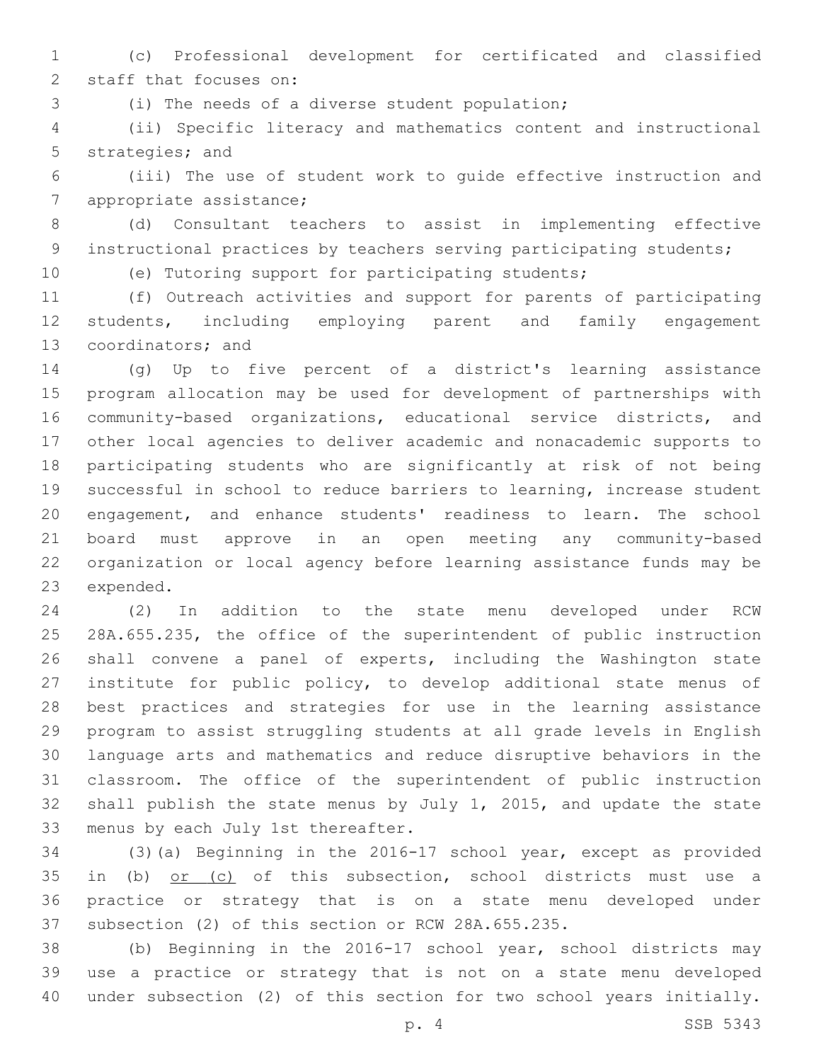(c) Professional development for certificated and classified staff that focuses on:

(i) The needs of a diverse student population;

(ii) Specific literacy and mathematics content and instructional strategies; and

(iii) The use of student work to guide effective instruction and appropriate assistance;

(d) Consultant teachers to assist in implementing effective instructional practices by teachers serving participating students;

(e) Tutoring support for participating students;

(f) Outreach activities and support for parents of participating students, including employing parent and family engagement coordinators; and

(g) Up to five percent of a district's learning assistance program allocation may be used for development of partnerships with community-based organizations, educational service districts, and other local agencies to deliver academic and nonacademic supports to participating students who are significantly at risk of not being successful in school to reduce barriers to learning, increase student engagement, and enhance students' readiness to learn. The school board must approve in an open meeting any community-based organization or local agency before learning assistance funds may be expended.

(2) In addition to the state menu developed under RCW 28A.655.235, the office of the superintendent of public instruction shall convene a panel of experts, including the Washington state institute for public policy, to develop additional state menus of best practices and strategies for use in the learning assistance program to assist struggling students at all grade levels in English language arts and mathematics and reduce disruptive behaviors in the classroom. The office of the superintendent of public instruction shall publish the state menus by July 1, 2015, and update the state menus by each July 1st thereafter.

(3)(a) Beginning in the 2016-17 school year, except as provided in (b) <u>or (c)</u> of this subsection, school districts must use a practice or strategy that is on a state menu developed under subsection (2) of this section or RCW 28A.655.235.

(b) Beginning in the 2016-17 school year, school districts may use a practice or strategy that is not on a state menu developed under subsection (2) of this section for two school years initially.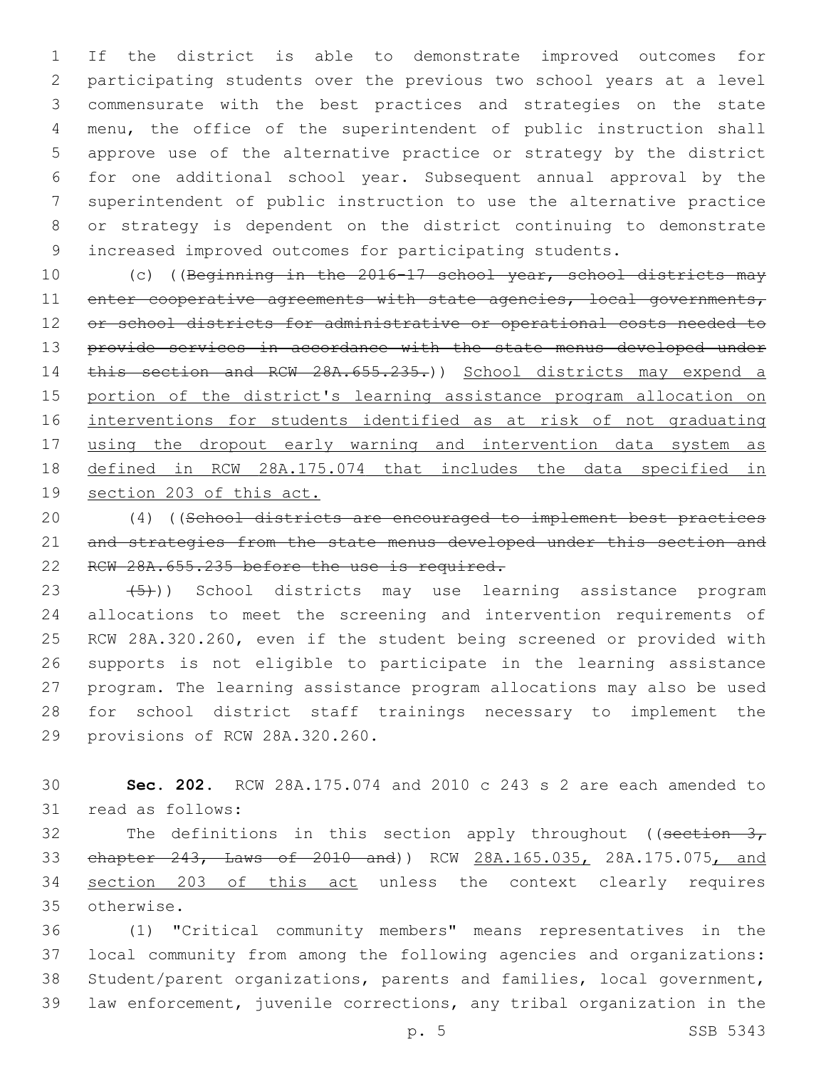If the district is able to demonstrate improved outcomes for participating students over the previous two school years at a level commensurate with the best practices and strategies on the state menu, the office of the superintendent of public instruction shall approve use of the alternative practice or strategy by the district for one additional school year. Subsequent annual approval by the superintendent of public instruction to use the alternative practice or strategy is dependent on the district continuing to demonstrate increased improved outcomes for participating students.

(c) ((~~Beginning in the 2016-17 school year, school districts may enter cooperative agreements with state agencies, local governments, or school districts for administrative or operational costs needed to provide services in accordance with the state menus developed under this section and RCW 28A.655.235.~~)) <u>School districts may expend a portion of the district's learning assistance program allocation on interventions for students identified as at risk of not graduating using the dropout early warning and intervention data system as defined in RCW 28A.175.074 that includes the data specified in section 203 of this act.</u>

(4) ((~~School districts are encouraged to implement best practices and strategies from the state menus developed under this section and RCW 28A.655.235 before the use is required.~~

~~(5)~~)) School districts may use learning assistance program allocations to meet the screening and intervention requirements of RCW 28A.320.260, even if the student being screened or provided with supports is not eligible to participate in the learning assistance program. The learning assistance program allocations may also be used for school district staff trainings necessary to implement the provisions of RCW 28A.320.260.

**Sec. 202.** RCW 28A.175.074 and 2010 c 243 s 2 are each amended to read as follows:

The definitions in this section apply throughout ((~~section 3, chapter 243, Laws of 2010 and~~)) RCW <u>28A.165.035,</u> 28A.175.075<u>, and section 203 of this act</u> unless the context clearly requires otherwise.

(1) "Critical community members" means representatives in the local community from among the following agencies and organizations: Student/parent organizations, parents and families, local government, law enforcement, juvenile corrections, any tribal organization in the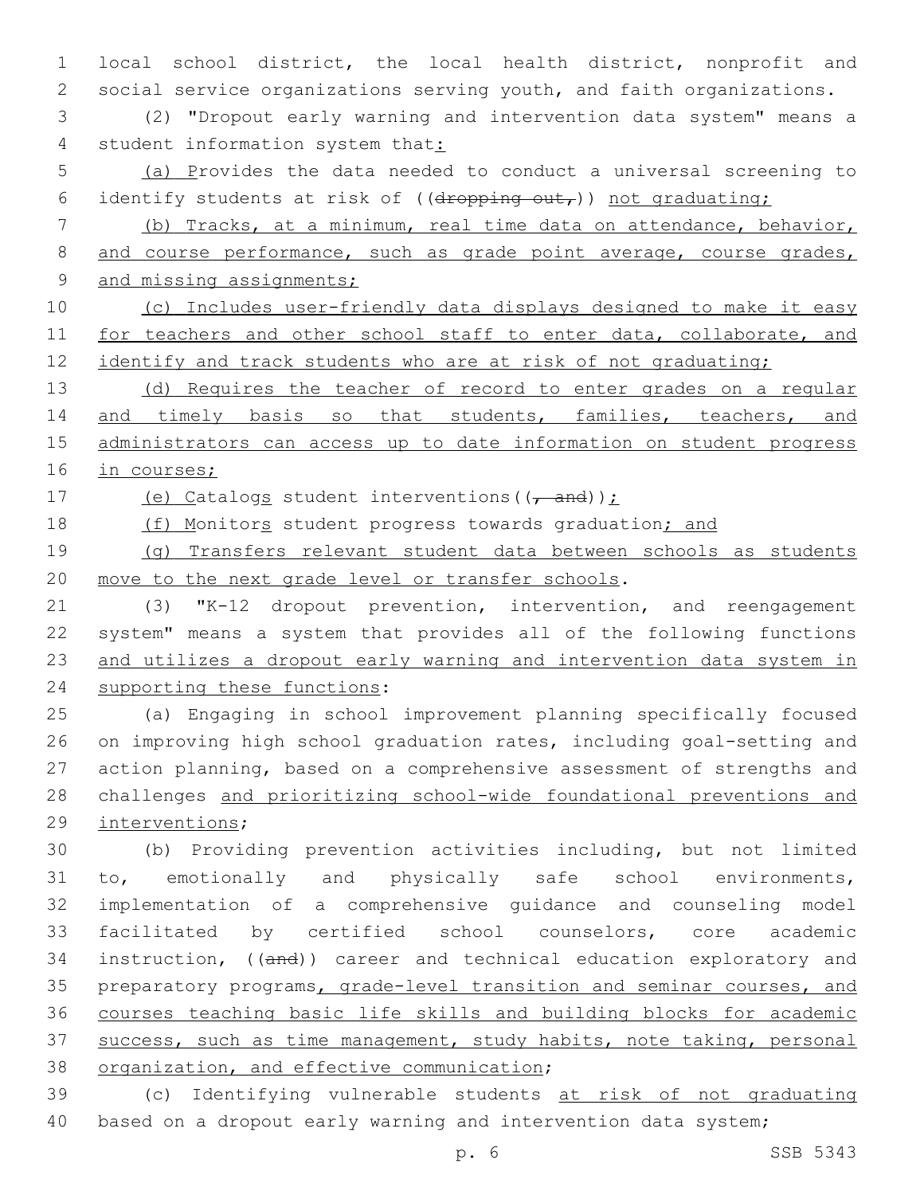local school district, the local health district, nonprofit and social service organizations serving youth, and faith organizations.

(2) "Dropout early warning and intervention data system" means a student information system that:

(a) Provides the data needed to conduct a universal screening to identify students at risk of ((~~dropping out,~~)) not graduating;

(b) Tracks, at a minimum, real time data on attendance, behavior, and course performance, such as grade point average, course grades, and missing assignments;

(c) Includes user-friendly data displays designed to make it easy for teachers and other school staff to enter data, collaborate, and identify and track students who are at risk of not graduating;

(d) Requires the teacher of record to enter grades on a regular and timely basis so that students, families, teachers, and administrators can access up to date information on student progress in courses;

(e) Catalogs student interventions((~~, and~~));

(f) Monitors student progress towards graduation; and

(g) Transfers relevant student data between schools as students move to the next grade level or transfer schools.

(3) "K-12 dropout prevention, intervention, and reengagement system" means a system that provides all of the following functions and utilizes a dropout early warning and intervention data system in supporting these functions:

(a) Engaging in school improvement planning specifically focused on improving high school graduation rates, including goal-setting and action planning, based on a comprehensive assessment of strengths and challenges and prioritizing school-wide foundational preventions and interventions;

(b) Providing prevention activities including, but not limited to, emotionally and physically safe school environments, implementation of a comprehensive guidance and counseling model facilitated by certified school counselors, core academic instruction, ((~~and~~)) career and technical education exploratory and preparatory programs, grade-level transition and seminar courses, and courses teaching basic life skills and building blocks for academic success, such as time management, study habits, note taking, personal organization, and effective communication;

(c) Identifying vulnerable students at risk of not graduating based on a dropout early warning and intervention data system;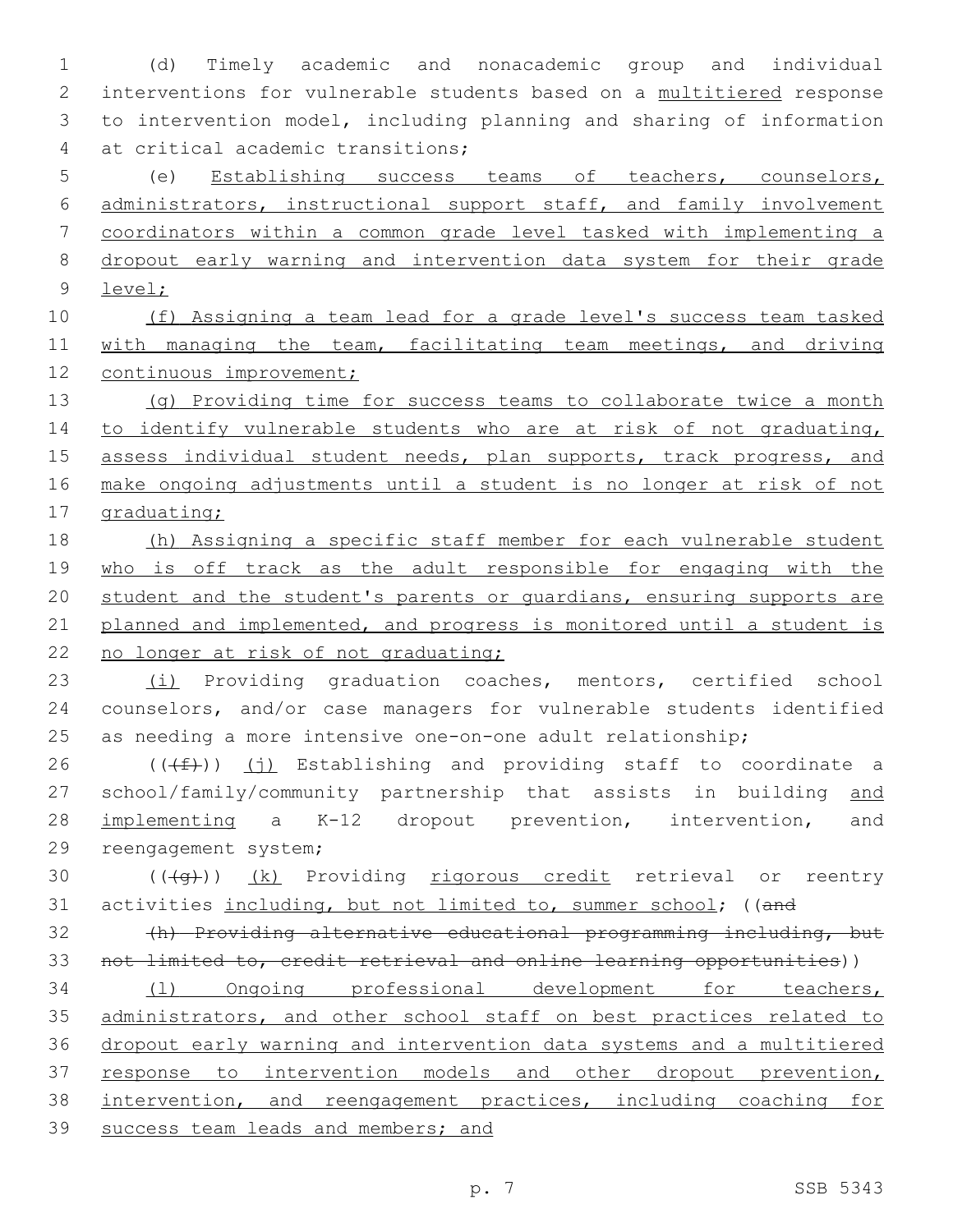(d) Timely academic and nonacademic group and individual interventions for vulnerable students based on a multitiered response to intervention model, including planning and sharing of information at critical academic transitions;

(e) Establishing success teams of teachers, counselors, administrators, instructional support staff, and family involvement coordinators within a common grade level tasked with implementing a dropout early warning and intervention data system for their grade level;

(f) Assigning a team lead for a grade level's success team tasked with managing the team, facilitating team meetings, and driving continuous improvement;

(g) Providing time for success teams to collaborate twice a month to identify vulnerable students who are at risk of not graduating, assess individual student needs, plan supports, track progress, and make ongoing adjustments until a student is no longer at risk of not graduating;

(h) Assigning a specific staff member for each vulnerable student who is off track as the adult responsible for engaging with the student and the student's parents or guardians, ensuring supports are planned and implemented, and progress is monitored until a student is no longer at risk of not graduating;

(i) Providing graduation coaches, mentors, certified school counselors, and/or case managers for vulnerable students identified as needing a more intensive one-on-one adult relationship;

(((f))) (j) Establishing and providing staff to coordinate a school/family/community partnership that assists in building and implementing a K-12 dropout prevention, intervention, and reengagement system;

(((g))) (k) Providing rigorous credit retrieval or reentry activities including, but not limited to, summer school; ((and

(h) Providing alternative educational programming including, but not limited to, credit retrieval and online learning opportunities))

(l) Ongoing professional development for teachers, administrators, and other school staff on best practices related to dropout early warning and intervention data systems and a multitiered response to intervention models and other dropout prevention, intervention, and reengagement practices, including coaching for success team leads and members; and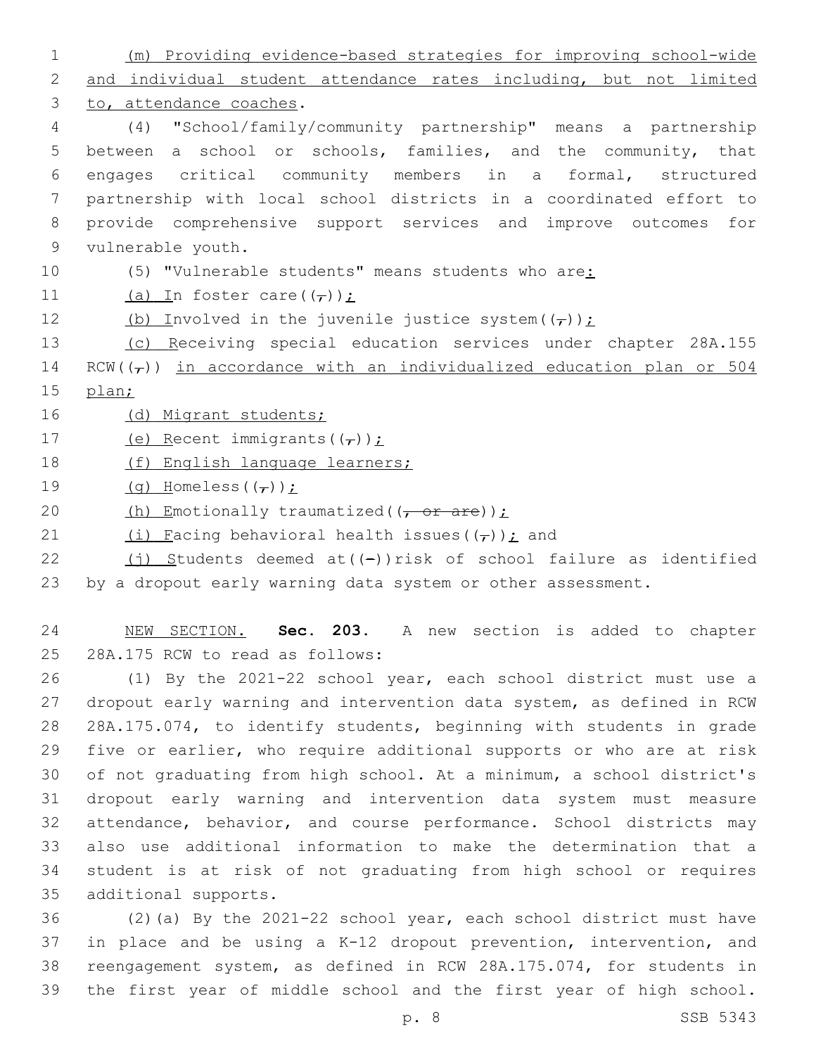(m) Providing evidence-based strategies for improving school-wide and individual student attendance rates including, but not limited to, attendance coaches.

(4) "School/family/community partnership" means a partnership between a school or schools, families, and the community, that engages critical community members in a formal, structured partnership with local school districts in a coordinated effort to provide comprehensive support services and improve outcomes for vulnerable youth.

(5) "Vulnerable students" means students who are:

(a) In foster care((,));

(b) Involved in the juvenile justice system((,));

(c) Receiving special education services under chapter 28A.155 RCW((,)) in accordance with an individualized education plan or 504 plan;

(d) Migrant students;

(e) Recent immigrants((,));

(f) English language learners;

(g) Homeless((,));

(h) Emotionally traumatized((, or are));

(i) Facing behavioral health issues((,)); and

(j) Students deemed at((-))risk of school failure as identified by a dropout early warning data system or other assessment.

NEW SECTION. **Sec. 203.** A new section is added to chapter 28A.175 RCW to read as follows:

(1) By the 2021-22 school year, each school district must use a dropout early warning and intervention data system, as defined in RCW 28A.175.074, to identify students, beginning with students in grade five or earlier, who require additional supports or who are at risk of not graduating from high school. At a minimum, a school district's dropout early warning and intervention data system must measure attendance, behavior, and course performance. School districts may also use additional information to make the determination that a student is at risk of not graduating from high school or requires additional supports.

(2)(a) By the 2021-22 school year, each school district must have in place and be using a K-12 dropout prevention, intervention, and reengagement system, as defined in RCW 28A.175.074, for students in the first year of middle school and the first year of high school.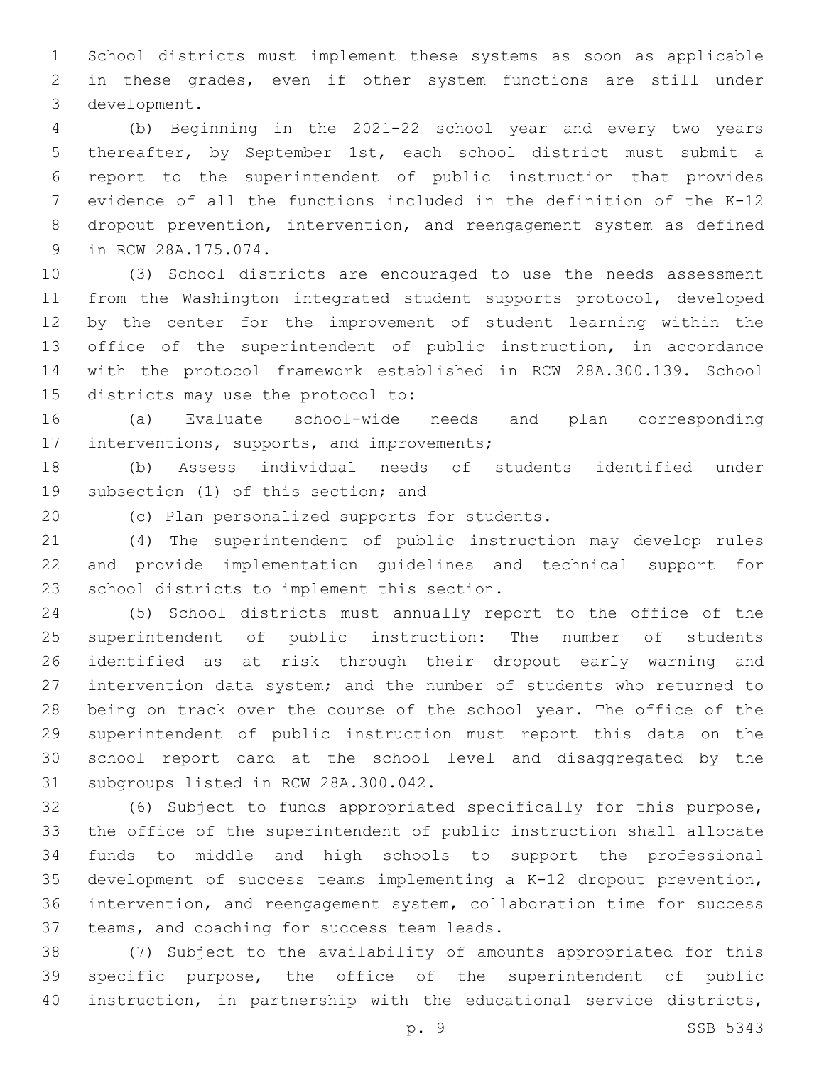School districts must implement these systems as soon as applicable in these grades, even if other system functions are still under development.

(b) Beginning in the 2021-22 school year and every two years thereafter, by September 1st, each school district must submit a report to the superintendent of public instruction that provides evidence of all the functions included in the definition of the K-12 dropout prevention, intervention, and reengagement system as defined in RCW 28A.175.074.

(3) School districts are encouraged to use the needs assessment from the Washington integrated student supports protocol, developed by the center for the improvement of student learning within the office of the superintendent of public instruction, in accordance with the protocol framework established in RCW 28A.300.139. School districts may use the protocol to:

(a) Evaluate school-wide needs and plan corresponding interventions, supports, and improvements;

(b) Assess individual needs of students identified under subsection (1) of this section; and

(c) Plan personalized supports for students.

(4) The superintendent of public instruction may develop rules and provide implementation guidelines and technical support for school districts to implement this section.

(5) School districts must annually report to the office of the superintendent of public instruction: The number of students identified as at risk through their dropout early warning and intervention data system; and the number of students who returned to being on track over the course of the school year. The office of the superintendent of public instruction must report this data on the school report card at the school level and disaggregated by the subgroups listed in RCW 28A.300.042.

(6) Subject to funds appropriated specifically for this purpose, the office of the superintendent of public instruction shall allocate funds to middle and high schools to support the professional development of success teams implementing a K-12 dropout prevention, intervention, and reengagement system, collaboration time for success teams, and coaching for success team leads.

(7) Subject to the availability of amounts appropriated for this specific purpose, the office of the superintendent of public instruction, in partnership with the educational service districts,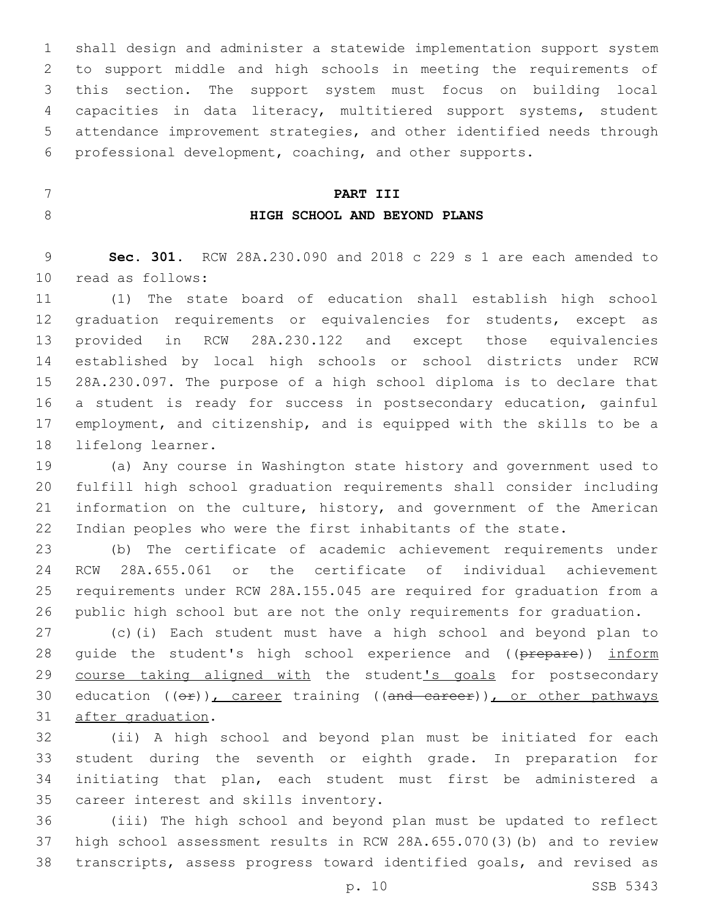shall design and administer a statewide implementation support system to support middle and high schools in meeting the requirements of this section. The support system must focus on building local capacities in data literacy, multitiered support systems, student attendance improvement strategies, and other identified needs through professional development, coaching, and other supports.

## PART III

## HIGH SCHOOL AND BEYOND PLANS

**Sec. 301.** RCW 28A.230.090 and 2018 c 229 s 1 are each amended to read as follows:

(1) The state board of education shall establish high school graduation requirements or equivalencies for students, except as provided in RCW 28A.230.122 and except those equivalencies established by local high schools or school districts under RCW 28A.230.097. The purpose of a high school diploma is to declare that a student is ready for success in postsecondary education, gainful employment, and citizenship, and is equipped with the skills to be a lifelong learner.

(a) Any course in Washington state history and government used to fulfill high school graduation requirements shall consider including information on the culture, history, and government of the American Indian peoples who were the first inhabitants of the state.

(b) The certificate of academic achievement requirements under RCW 28A.655.061 or the certificate of individual achievement requirements under RCW 28A.155.045 are required for graduation from a public high school but are not the only requirements for graduation.

(c)(i) Each student must have a high school and beyond plan to guide the student's high school experience and ((~~prepare~~)) <u>inform course taking aligned with</u> the student<u>'s goals</u> for postsecondary education ((~~or~~))<u>, career</u> training ((~~and career~~))<u>, or other pathways after graduation</u>.

(ii) A high school and beyond plan must be initiated for each student during the seventh or eighth grade. In preparation for initiating that plan, each student must first be administered a career interest and skills inventory.

(iii) The high school and beyond plan must be updated to reflect high school assessment results in RCW 28A.655.070(3)(b) and to review transcripts, assess progress toward identified goals, and revised as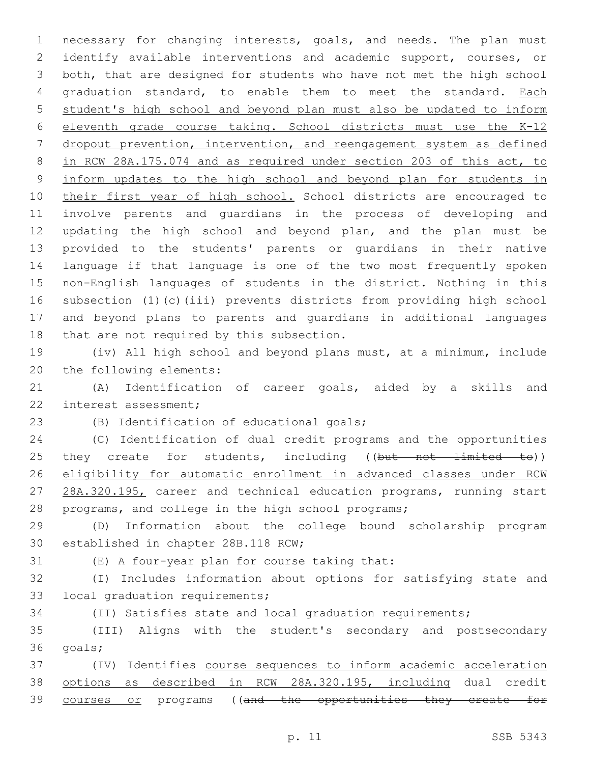necessary for changing interests, goals, and needs. The plan must identify available interventions and academic support, courses, or both, that are designed for students who have not met the high school graduation standard, to enable them to meet the standard. <u>Each student's high school and beyond plan must also be updated to inform eleventh grade course taking. School districts must use the K-12 dropout prevention, intervention, and reengagement system as defined in RCW 28A.175.074 and as required under section 203 of this act, to inform updates to the high school and beyond plan for students in their first year of high school.</u> School districts are encouraged to involve parents and guardians in the process of developing and updating the high school and beyond plan, and the plan must be provided to the students' parents or guardians in their native language if that language is one of the two most frequently spoken non-English languages of students in the district. Nothing in this subsection (1)(c)(iii) prevents districts from providing high school and beyond plans to parents and guardians in additional languages that are not required by this subsection.

(iv) All high school and beyond plans must, at a minimum, include the following elements:

(A) Identification of career goals, aided by a skills and interest assessment;

(B) Identification of educational goals;

(C) Identification of dual credit programs and the opportunities they create for students, including ((~~but not limited to~~)) <u>eligibility for automatic enrollment in advanced classes under RCW 28A.320.195,</u> career and technical education programs, running start programs, and college in the high school programs;

(D) Information about the college bound scholarship program established in chapter 28B.118 RCW;

(E) A four-year plan for course taking that:

(I) Includes information about options for satisfying state and local graduation requirements;

(II) Satisfies state and local graduation requirements;

(III) Aligns with the student's secondary and postsecondary goals;

(IV) Identifies <u>course sequences to inform academic acceleration options as described in RCW 28A.320.195, including</u> dual credit <u>courses or</u> programs ((~~and the opportunities they create for~~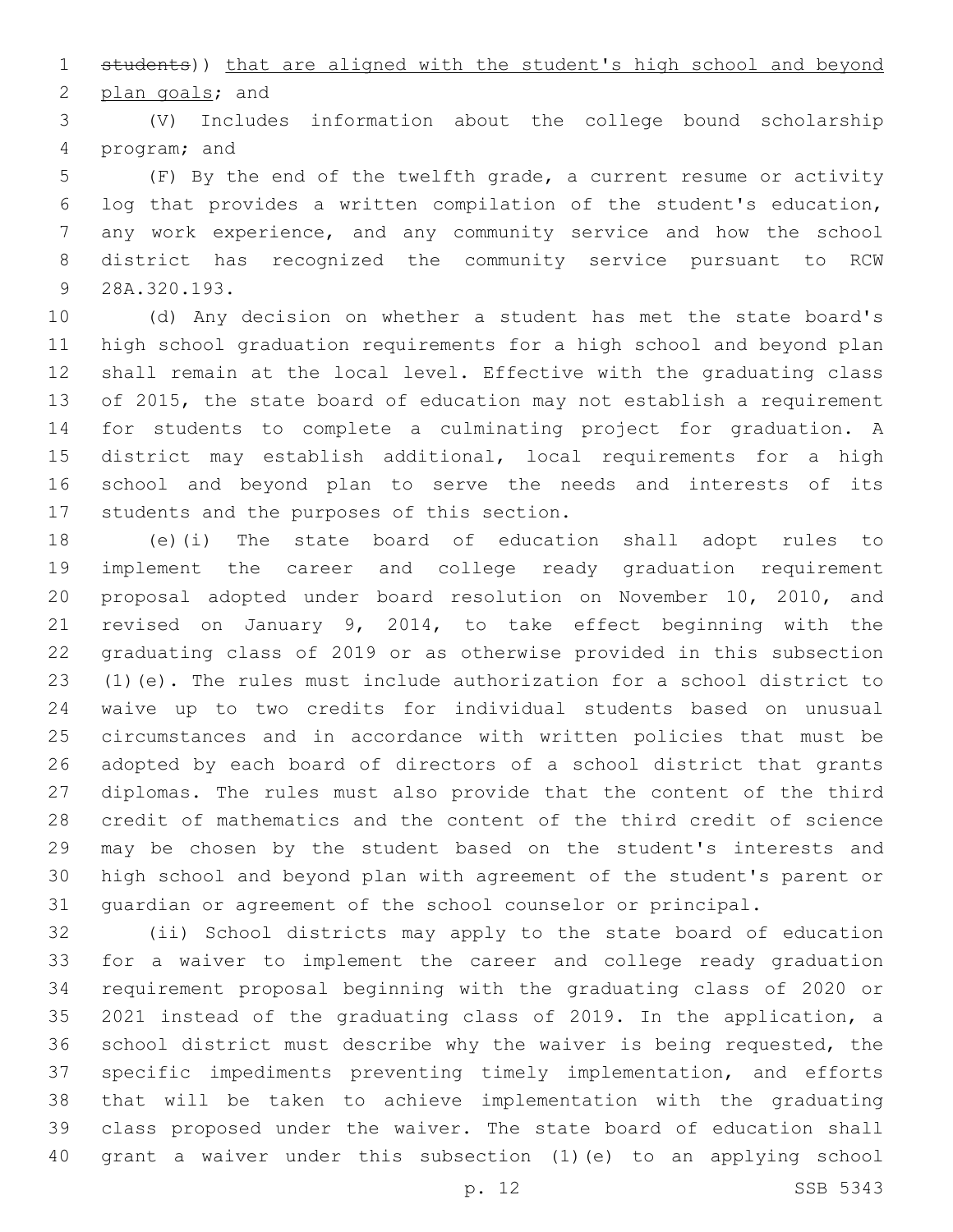~~students~~)) that are aligned with the student's high school and beyond plan goals; and

(V) Includes information about the college bound scholarship program; and

(F) By the end of the twelfth grade, a current resume or activity log that provides a written compilation of the student's education, any work experience, and any community service and how the school district has recognized the community service pursuant to RCW 28A.320.193.

(d) Any decision on whether a student has met the state board's high school graduation requirements for a high school and beyond plan shall remain at the local level. Effective with the graduating class of 2015, the state board of education may not establish a requirement for students to complete a culminating project for graduation. A district may establish additional, local requirements for a high school and beyond plan to serve the needs and interests of its students and the purposes of this section.

(e)(i) The state board of education shall adopt rules to implement the career and college ready graduation requirement proposal adopted under board resolution on November 10, 2010, and revised on January 9, 2014, to take effect beginning with the graduating class of 2019 or as otherwise provided in this subsection (1)(e). The rules must include authorization for a school district to waive up to two credits for individual students based on unusual circumstances and in accordance with written policies that must be adopted by each board of directors of a school district that grants diplomas. The rules must also provide that the content of the third credit of mathematics and the content of the third credit of science may be chosen by the student based on the student's interests and high school and beyond plan with agreement of the student's parent or guardian or agreement of the school counselor or principal.

(ii) School districts may apply to the state board of education for a waiver to implement the career and college ready graduation requirement proposal beginning with the graduating class of 2020 or 2021 instead of the graduating class of 2019. In the application, a school district must describe why the waiver is being requested, the specific impediments preventing timely implementation, and efforts that will be taken to achieve implementation with the graduating class proposed under the waiver. The state board of education shall grant a waiver under this subsection (1)(e) to an applying school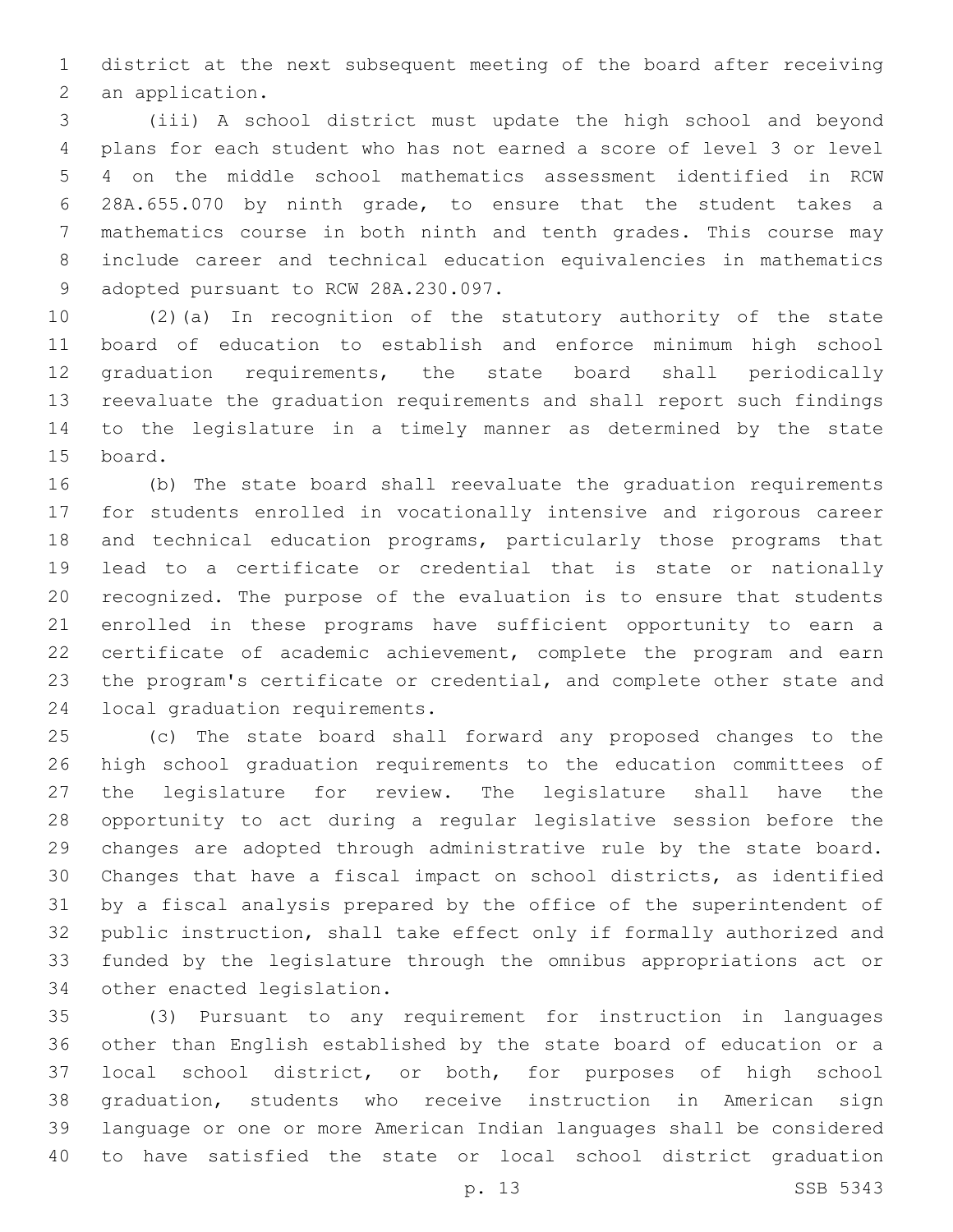district at the next subsequent meeting of the board after receiving an application.

(iii) A school district must update the high school and beyond plans for each student who has not earned a score of level 3 or level 4 on the middle school mathematics assessment identified in RCW 28A.655.070 by ninth grade, to ensure that the student takes a mathematics course in both ninth and tenth grades. This course may include career and technical education equivalencies in mathematics adopted pursuant to RCW 28A.230.097.

(2)(a) In recognition of the statutory authority of the state board of education to establish and enforce minimum high school graduation requirements, the state board shall periodically reevaluate the graduation requirements and shall report such findings to the legislature in a timely manner as determined by the state board.

(b) The state board shall reevaluate the graduation requirements for students enrolled in vocationally intensive and rigorous career and technical education programs, particularly those programs that lead to a certificate or credential that is state or nationally recognized. The purpose of the evaluation is to ensure that students enrolled in these programs have sufficient opportunity to earn a certificate of academic achievement, complete the program and earn the program's certificate or credential, and complete other state and local graduation requirements.

(c) The state board shall forward any proposed changes to the high school graduation requirements to the education committees of the legislature for review. The legislature shall have the opportunity to act during a regular legislative session before the changes are adopted through administrative rule by the state board. Changes that have a fiscal impact on school districts, as identified by a fiscal analysis prepared by the office of the superintendent of public instruction, shall take effect only if formally authorized and funded by the legislature through the omnibus appropriations act or other enacted legislation.

(3) Pursuant to any requirement for instruction in languages other than English established by the state board of education or a local school district, or both, for purposes of high school graduation, students who receive instruction in American sign language or one or more American Indian languages shall be considered to have satisfied the state or local school district graduation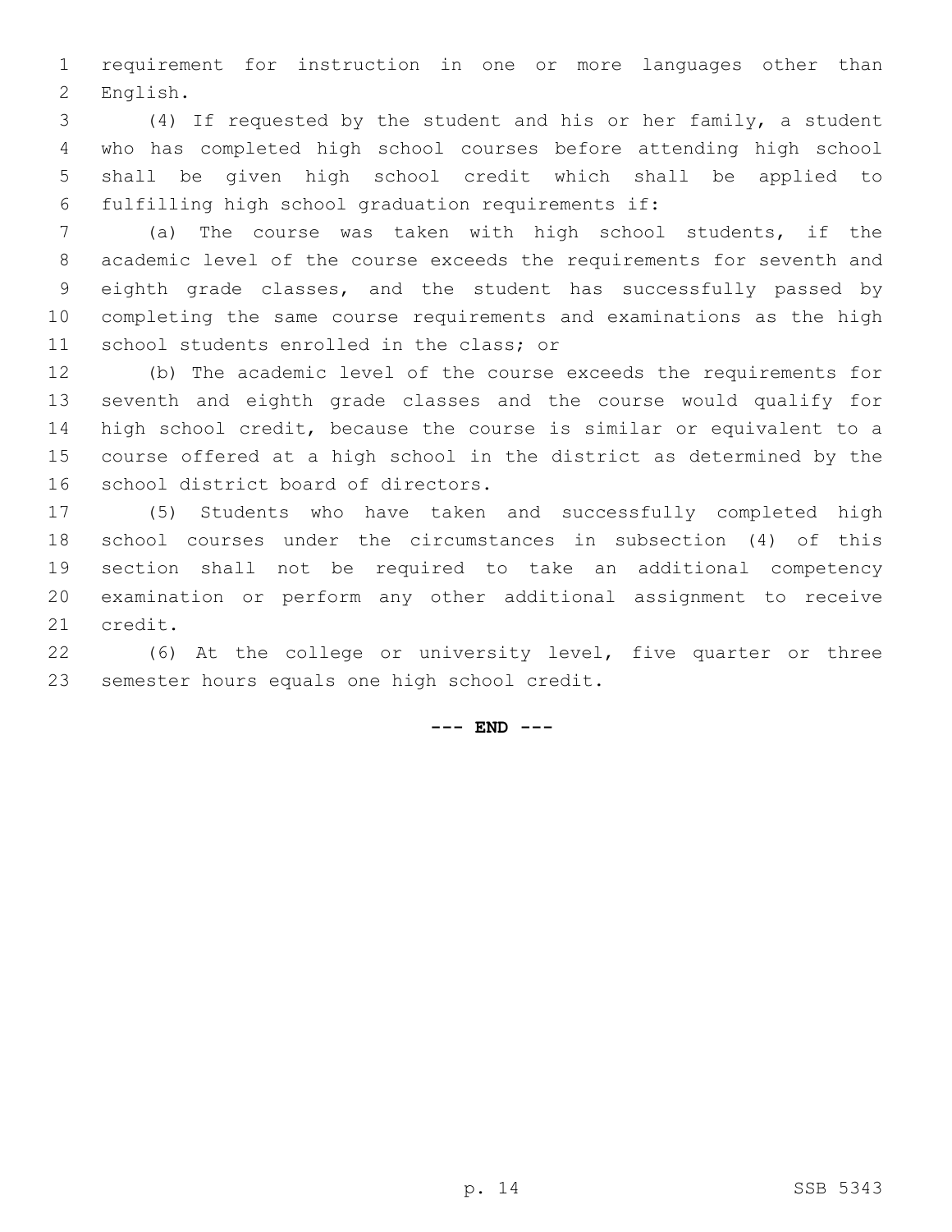requirement for instruction in one or more languages other than English.

(4) If requested by the student and his or her family, a student who has completed high school courses before attending high school shall be given high school credit which shall be applied to fulfilling high school graduation requirements if:

(a) The course was taken with high school students, if the academic level of the course exceeds the requirements for seventh and eighth grade classes, and the student has successfully passed by completing the same course requirements and examinations as the high school students enrolled in the class; or

(b) The academic level of the course exceeds the requirements for seventh and eighth grade classes and the course would qualify for high school credit, because the course is similar or equivalent to a course offered at a high school in the district as determined by the school district board of directors.

(5) Students who have taken and successfully completed high school courses under the circumstances in subsection (4) of this section shall not be required to take an additional competency examination or perform any other additional assignment to receive credit.

(6) At the college or university level, five quarter or three semester hours equals one high school credit.

**--- END ---**